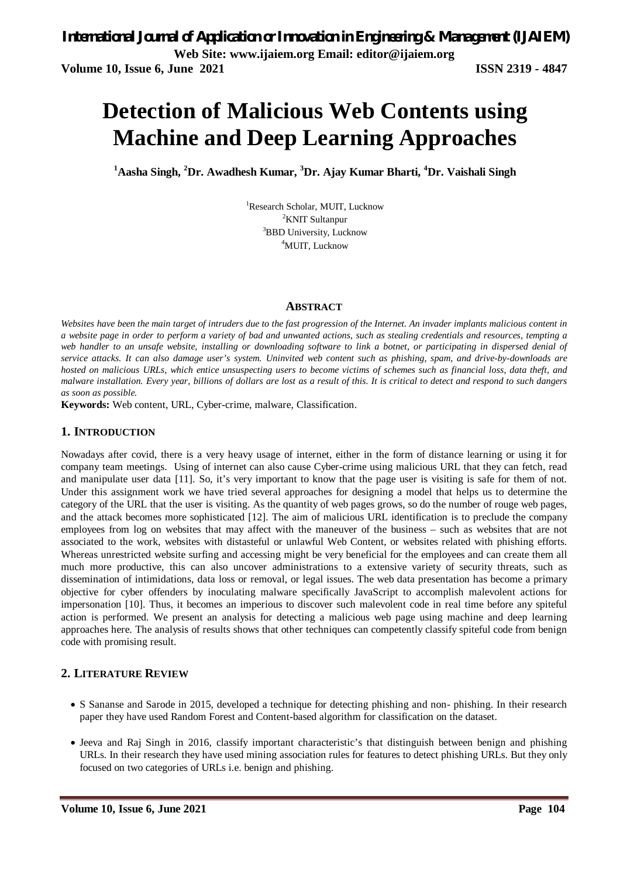# Detection of Malicious Web Contents using Machine and Deep Learning Approaches

**[1]Aasha Singh, [2]Dr. Awadhesh Kumar, [3]Dr. Ajay Kumar Bharti, [4]Dr. Vaishali Singh**

[1]Research Scholar, MUIT, Lucknow
[2]KNIT Sultanpur
[3]BBD University, Lucknow
[4]MUIT, Lucknow

## ABSTRACT

*Websites have been the main target of intruders due to the fast progression of the Internet. An invader implants malicious content in a website page in order to perform a variety of bad and unwanted actions, such as stealing credentials and resources, tempting a web handler to an unsafe website, installing or downloading software to link a botnet, or participating in dispersed denial of service attacks. It can also damage user's system. Uninvited web content such as phishing, spam, and drive-by-downloads are hosted on malicious URLs, which entice unsuspecting users to become victims of schemes such as financial loss, data theft, and malware installation. Every year, billions of dollars are lost as a result of this. It is critical to detect and respond to such dangers as soon as possible.*

**Keywords:** Web content, URL, Cyber-crime, malware, Classification.

## 1. INTRODUCTION

Nowadays after covid, there is a very heavy usage of internet, either in the form of distance learning or using it for company team meetings. Using of internet can also cause Cyber-crime using malicious URL that they can fetch, read and manipulate user data [11]. So, it's very important to know that the page user is visiting is safe for them of not. Under this assignment work we have tried several approaches for designing a model that helps us to determine the category of the URL that the user is visiting. As the quantity of web pages grows, so do the number of rouge web pages, and the attack becomes more sophisticated [12]. The aim of malicious URL identification is to preclude the company employees from log on websites that may affect with the maneuver of the business – such as websites that are not associated to the work, websites with distasteful or unlawful Web Content, or websites related with phishing efforts. Whereas unrestricted website surfing and accessing might be very beneficial for the employees and can create them all much more productive, this can also uncover administrations to a extensive variety of security threats, such as dissemination of intimidations, data loss or removal, or legal issues. The web data presentation has become a primary objective for cyber offenders by inoculating malware specifically JavaScript to accomplish malevolent actions for impersonation [10]. Thus, it becomes an imperious to discover such malevolent code in real time before any spiteful action is performed. We present an analysis for detecting a malicious web page using machine and deep learning approaches here. The analysis of results shows that other techniques can competently classify spiteful code from benign code with promising result.

## 2. LITERATURE REVIEW

- S Sananse and Sarode in 2015, developed a technique for detecting phishing and non- phishing. In their research paper they have used Random Forest and Content-based algorithm for classification on the dataset.
- Jeeva and Raj Singh in 2016, classify important characteristic's that distinguish between benign and phishing URLs. In their research they have used mining association rules for features to detect phishing URLs. But they only focused on two categories of URLs i.e. benign and phishing.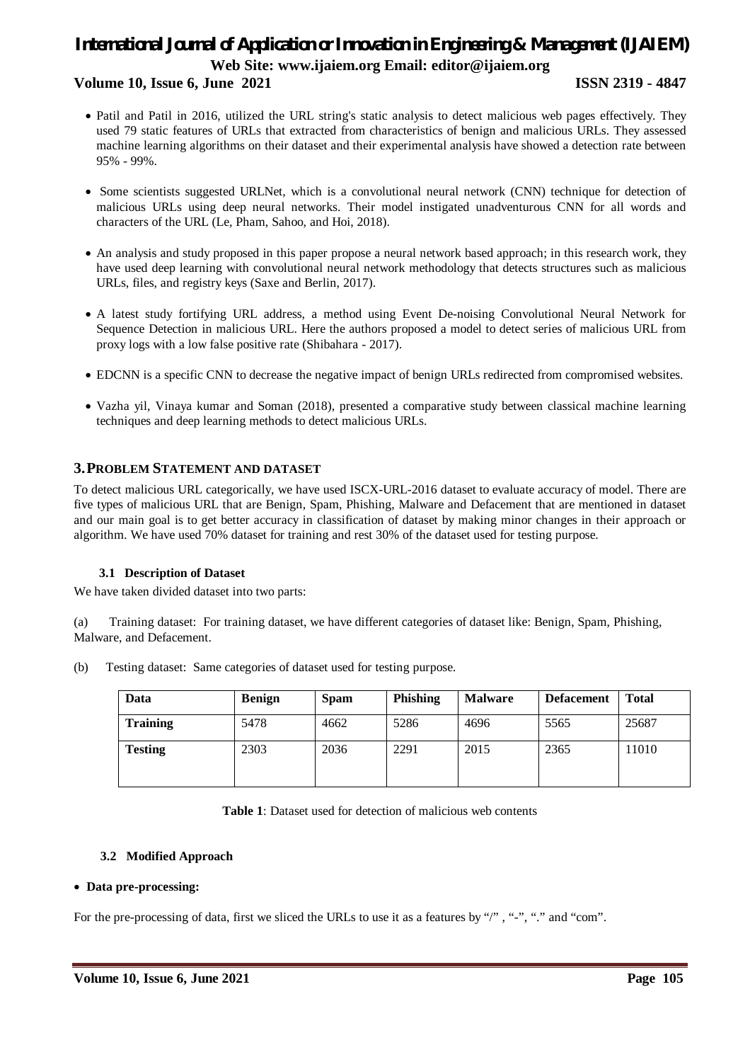- Patil and Patil in 2016, utilized the URL string's static analysis to detect malicious web pages effectively. They used 79 static features of URLs that extracted from characteristics of benign and malicious URLs. They assessed machine learning algorithms on their dataset and their experimental analysis have showed a detection rate between 95% - 99%.

- Some scientists suggested URLNet, which is a convolutional neural network (CNN) technique for detection of malicious URLs using deep neural networks. Their model instigated unadventurous CNN for all words and characters of the URL (Le, Pham, Sahoo, and Hoi, 2018).

- An analysis and study proposed in this paper propose a neural network based approach; in this research work, they have used deep learning with convolutional neural network methodology that detects structures such as malicious URLs, files, and registry keys (Saxe and Berlin, 2017).

- A latest study fortifying URL address, a method using Event De-noising Convolutional Neural Network for Sequence Detection in malicious URL. Here the authors proposed a model to detect series of malicious URL from proxy logs with a low false positive rate (Shibahara - 2017).

- EDCNN is a specific CNN to decrease the negative impact of benign URLs redirected from compromised websites.

- Vazha yil, Vinaya kumar and Soman (2018), presented a comparative study between classical machine learning techniques and deep learning methods to detect malicious URLs.

## 3. PROBLEM STATEMENT AND DATASET

To detect malicious URL categorically, we have used ISCX-URL-2016 dataset to evaluate accuracy of model. There are five types of malicious URL that are Benign, Spam, Phishing, Malware and Defacement that are mentioned in dataset and our main goal is to get better accuracy in classification of dataset by making minor changes in their approach or algorithm. We have used 70% dataset for training and rest 30% of the dataset used for testing purpose.

### 3.1 Description of Dataset

We have taken divided dataset into two parts:

(a) Training dataset: For training dataset, we have different categories of dataset like: Benign, Spam, Phishing, Malware, and Defacement.

(b) Testing dataset: Same categories of dataset used for testing purpose.

| Data | Benign | Spam | Phishing | Malware | Defacement | Total |
|---|---|---|---|---|---|---|
| **Training** | 5478 | 4662 | 5286 | 4696 | 5565 | 25687 |
| **Testing** | 2303 | 2036 | 2291 | 2015 | 2365 | 11010 |

**Table 1**: Dataset used for detection of malicious web contents

### 3.2 Modified Approach

- **Data pre-processing:**

For the pre-processing of data, first we sliced the URLs to use it as a features by "/" , "-", "." and "com".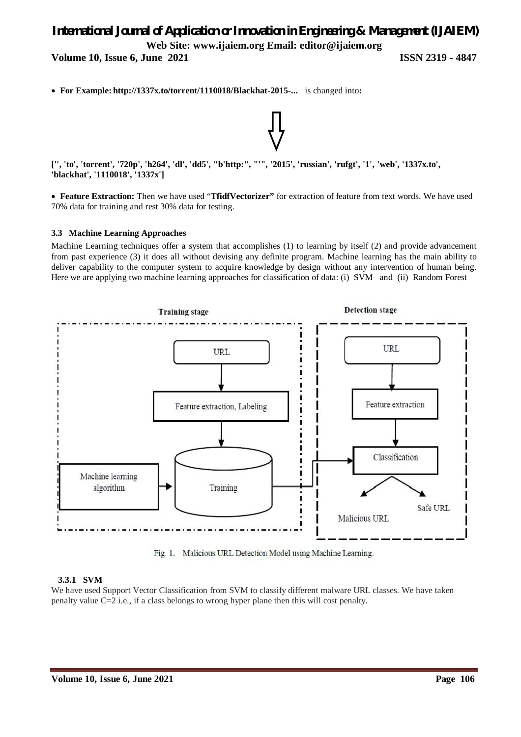- **For Example: http://1337x.to/torrent/1110018/Blackhat-2015-...** is changed into**:**

**['', 'to', 'torrent', '720p', 'h264', 'dl', 'dd5', "b'http:", "'", '2015', 'russian', 'rufgt', '1', 'web', '1337x.to', 'blackhat', '1110018', '1337x']**

- **Feature Extraction:** Then we have used "**TfidfVectorizer"** for extraction of feature from text words. We have used 70% data for training and rest 30% data for testing.

### 3.3 Machine Learning Approaches

Machine Learning techniques offer a system that accomplishes (1) to learning by itself (2) and provide advancement from past experience (3) it does all without devising any definite program. Machine learning has the main ability to deliver capability to the computer system to acquire knowledge by design without any intervention of human being. Here we are applying two machine learning approaches for classification of data: (i) SVM and (ii) Random Forest

Training stage

Detection stage

URL

Feature extraction, Labeling

Machine learning algorithm

Training

URL

Feature extraction

Classification

Malicious URL

Safe URL

Fig. 1. Malicious URL Detection Model using Machine Learning.

#### 3.3.1 SVM

We have used Support Vector Classification from SVM to classify different malware URL classes. We have taken penalty value C=2 i.e., if a class belongs to wrong hyper plane then this will cost penalty.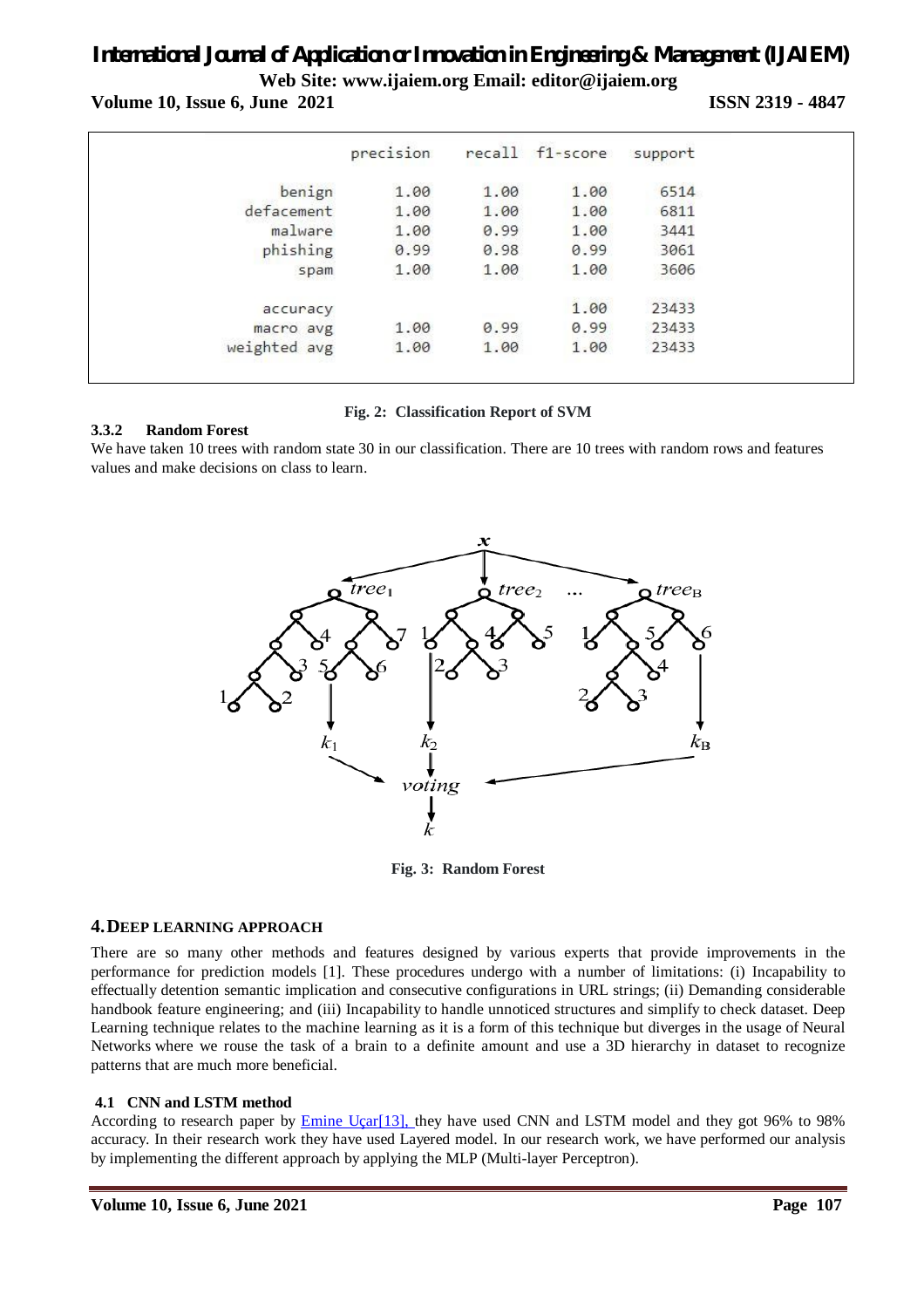|  | precision | recall | f1-score | support |
| --- | --- | --- | --- | --- |
| benign | 1.00 | 1.00 | 1.00 | 6514 |
| defacement | 1.00 | 1.00 | 1.00 | 6811 |
| malware | 1.00 | 0.99 | 1.00 | 3441 |
| phishing | 0.99 | 0.98 | 0.99 | 3061 |
| spam | 1.00 | 1.00 | 1.00 | 3606 |
|  |  |  |  |  |
| accuracy |  |  | 1.00 | 23433 |
| macro avg | 1.00 | 0.99 | 0.99 | 23433 |
| weighted avg | 1.00 | 1.00 | 1.00 | 23433 |

**Fig. 2: Classification Report of SVM**

### 3.3.2 Random Forest

We have taken 10 trees with random state 30 in our classification. There are 10 trees with random rows and features values and make decisions on class to learn.

**Fig. 3: Random Forest**

## 4. DEEP LEARNING APPROACH

There are so many other methods and features designed by various experts that provide improvements in the performance for prediction models [1]. These procedures undergo with a number of limitations: (i) Incapability to effectually detention semantic implication and consecutive configurations in URL strings; (ii) Demanding considerable handbook feature engineering; and (iii) Incapability to handle unnoticed structures and simplify to check dataset. Deep Learning technique relates to the machine learning as it is a form of this technique but diverges in the usage of Neural Networks where we rouse the task of a brain to a definite amount and use a 3D hierarchy in dataset to recognize patterns that are much more beneficial.

### 4.1 CNN and LSTM method

According to research paper by Emine Uçar[13], they have used CNN and LSTM model and they got 96% to 98% accuracy. In their research work they have used Layered model. In our research work, we have performed our analysis by implementing the different approach by applying the MLP (Multi-layer Perceptron).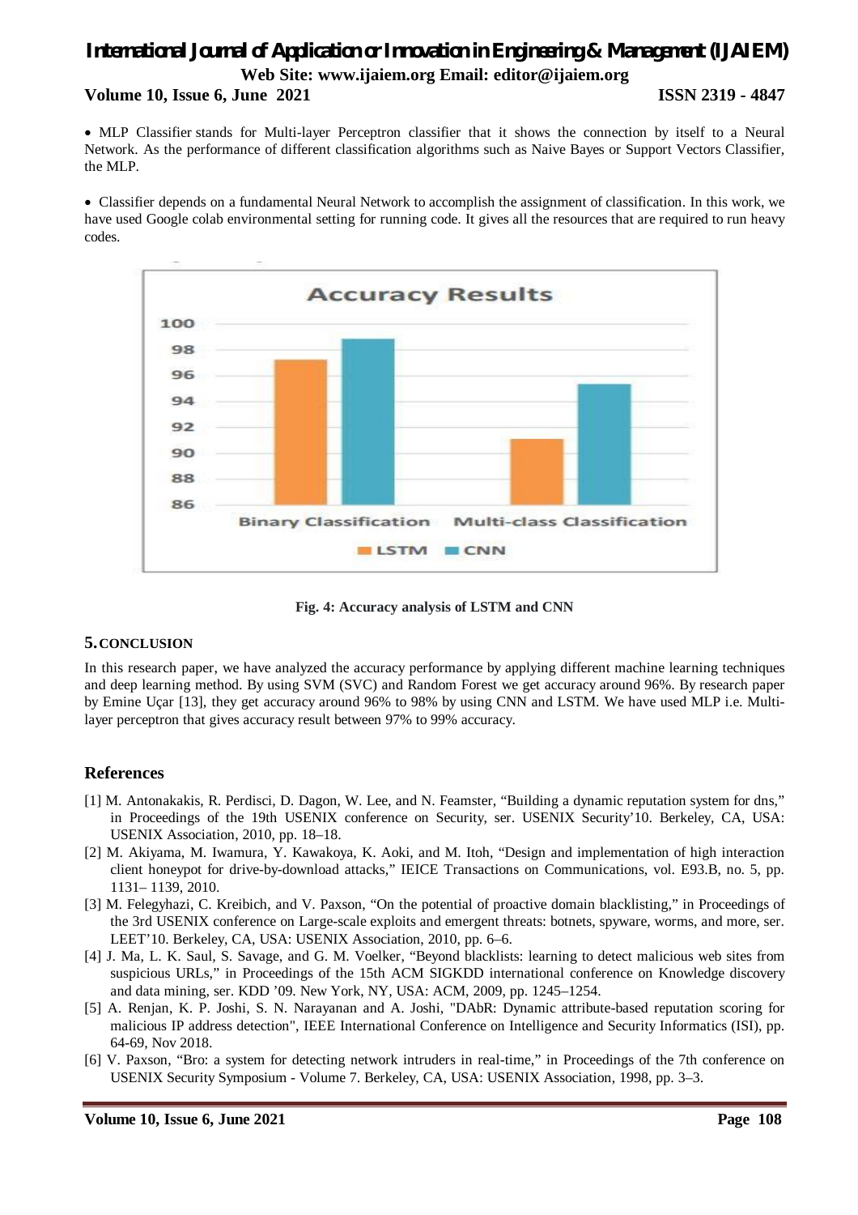- MLP Classifier stands for Multi-layer Perceptron classifier that it shows the connection by itself to a Neural Network. As the performance of different classification algorithms such as Naive Bayes or Support Vectors Classifier, the MLP.

- Classifier depends on a fundamental Neural Network to accomplish the assignment of classification. In this work, we have used Google colab environmental setting for running code. It gives all the resources that are required to run heavy codes.

**Fig. 4: Accuracy analysis of LSTM and CNN**

## 5. CONCLUSION

In this research paper, we have analyzed the accuracy performance by applying different machine learning techniques and deep learning method. By using SVM (SVC) and Random Forest we get accuracy around 96%. By research paper by Emine Uçar [13], they get accuracy around 96% to 98% by using CNN and LSTM. We have used MLP i.e. Multi-layer perceptron that gives accuracy result between 97% to 99% accuracy.

## References

[1] M. Antonakakis, R. Perdisci, D. Dagon, W. Lee, and N. Feamster, "Building a dynamic reputation system for dns," in Proceedings of the 19th USENIX conference on Security, ser. USENIX Security'10. Berkeley, CA, USA: USENIX Association, 2010, pp. 18–18.

[2] M. Akiyama, M. Iwamura, Y. Kawakoya, K. Aoki, and M. Itoh, "Design and implementation of high interaction client honeypot for drive-by-download attacks," IEICE Transactions on Communications, vol. E93.B, no. 5, pp. 1131– 1139, 2010.

[3] M. Felegyhazi, C. Kreibich, and V. Paxson, "On the potential of proactive domain blacklisting," in Proceedings of the 3rd USENIX conference on Large-scale exploits and emergent threats: botnets, spyware, worms, and more, ser. LEET'10. Berkeley, CA, USA: USENIX Association, 2010, pp. 6–6.

[4] J. Ma, L. K. Saul, S. Savage, and G. M. Voelker, "Beyond blacklists: learning to detect malicious web sites from suspicious URLs," in Proceedings of the 15th ACM SIGKDD international conference on Knowledge discovery and data mining, ser. KDD '09. New York, NY, USA: ACM, 2009, pp. 1245–1254.

[5] A. Renjan, K. P. Joshi, S. N. Narayanan and A. Joshi, "DAbR: Dynamic attribute-based reputation scoring for malicious IP address detection", IEEE International Conference on Intelligence and Security Informatics (ISI), pp. 64-69, Nov 2018.

[6] V. Paxson, "Bro: a system for detecting network intruders in real-time," in Proceedings of the 7th conference on USENIX Security Symposium - Volume 7. Berkeley, CA, USA: USENIX Association, 1998, pp. 3–3.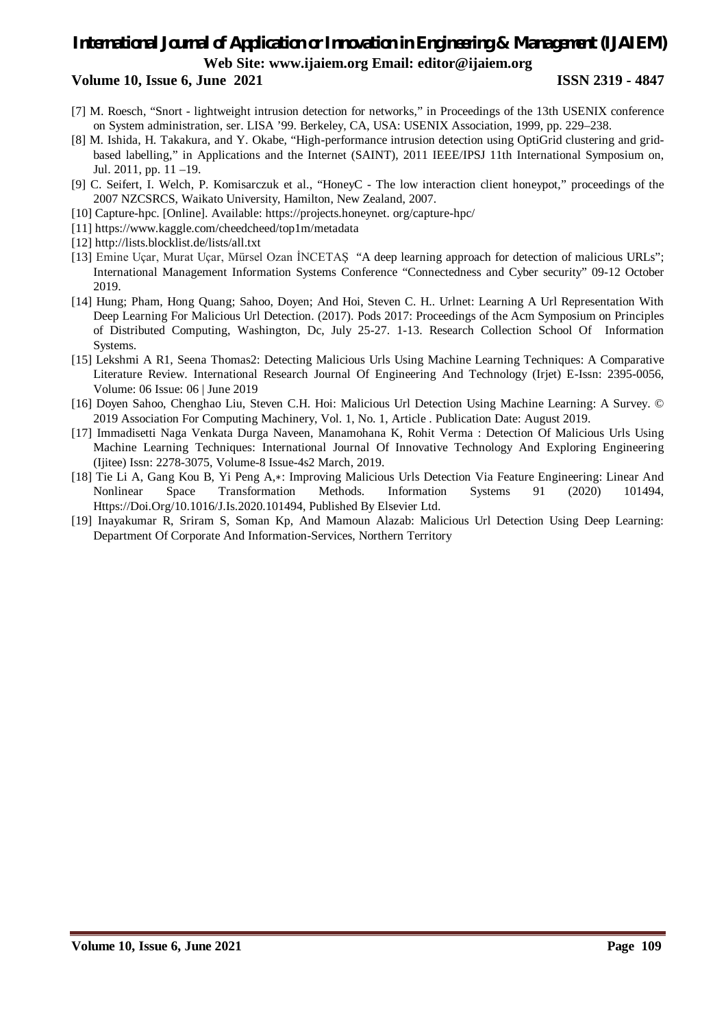[7] M. Roesch, "Snort - lightweight intrusion detection for networks," in Proceedings of the 13th USENIX conference on System administration, ser. LISA '99. Berkeley, CA, USA: USENIX Association, 1999, pp. 229–238.

[8] M. Ishida, H. Takakura, and Y. Okabe, "High-performance intrusion detection using OptiGrid clustering and grid-based labelling," in Applications and the Internet (SAINT), 2011 IEEE/IPSJ 11th International Symposium on, Jul. 2011, pp. 11 –19.

[9] C. Seifert, I. Welch, P. Komisarczuk et al., "HoneyC - The low interaction client honeypot," proceedings of the 2007 NZCSRCS, Waikato University, Hamilton, New Zealand, 2007.

[10] Capture-hpc. [Online]. Available: https://projects.honeynet. org/capture-hpc/

[11] https://www.kaggle.com/cheedcheed/top1m/metadata

[12] http://lists.blocklist.de/lists/all.txt

[13] Emine Uçar, Murat Uçar, Mürsel Ozan İNCETAŞ "A deep learning approach for detection of malicious URLs"; International Management Information Systems Conference "Connectedness and Cyber security" 09-12 October 2019.

[14] Hung; Pham, Hong Quang; Sahoo, Doyen; And Hoi, Steven C. H.. Urlnet: Learning A Url Representation With Deep Learning For Malicious Url Detection. (2017). Pods 2017: Proceedings of the Acm Symposium on Principles of Distributed Computing, Washington, Dc, July 25-27. 1-13. Research Collection School Of Information Systems.

[15] Lekshmi A R1, Seena Thomas2: Detecting Malicious Urls Using Machine Learning Techniques: A Comparative Literature Review. International Research Journal Of Engineering And Technology (Irjet) E-Issn: 2395-0056, Volume: 06 Issue: 06 | June 2019

[16] Doyen Sahoo, Chenghao Liu, Steven C.H. Hoi: Malicious Url Detection Using Machine Learning: A Survey. © 2019 Association For Computing Machinery, Vol. 1, No. 1, Article . Publication Date: August 2019.

[17] Immadisetti Naga Venkata Durga Naveen, Manamohana K, Rohit Verma : Detection Of Malicious Urls Using Machine Learning Techniques: International Journal Of Innovative Technology And Exploring Engineering (Ijitee) Issn: 2278-3075, Volume-8 Issue-4s2 March, 2019.

[18] Tie Li A, Gang Kou B, Yi Peng A,∗: Improving Malicious Urls Detection Via Feature Engineering: Linear And Nonlinear Space Transformation Methods. Information Systems 91 (2020) 101494, Https://Doi.Org/10.1016/J.Is.2020.101494, Published By Elsevier Ltd.

[19] Inayakumar R, Sriram S, Soman Kp, And Mamoun Alazab: Malicious Url Detection Using Deep Learning: Department Of Corporate And Information-Services, Northern Territory